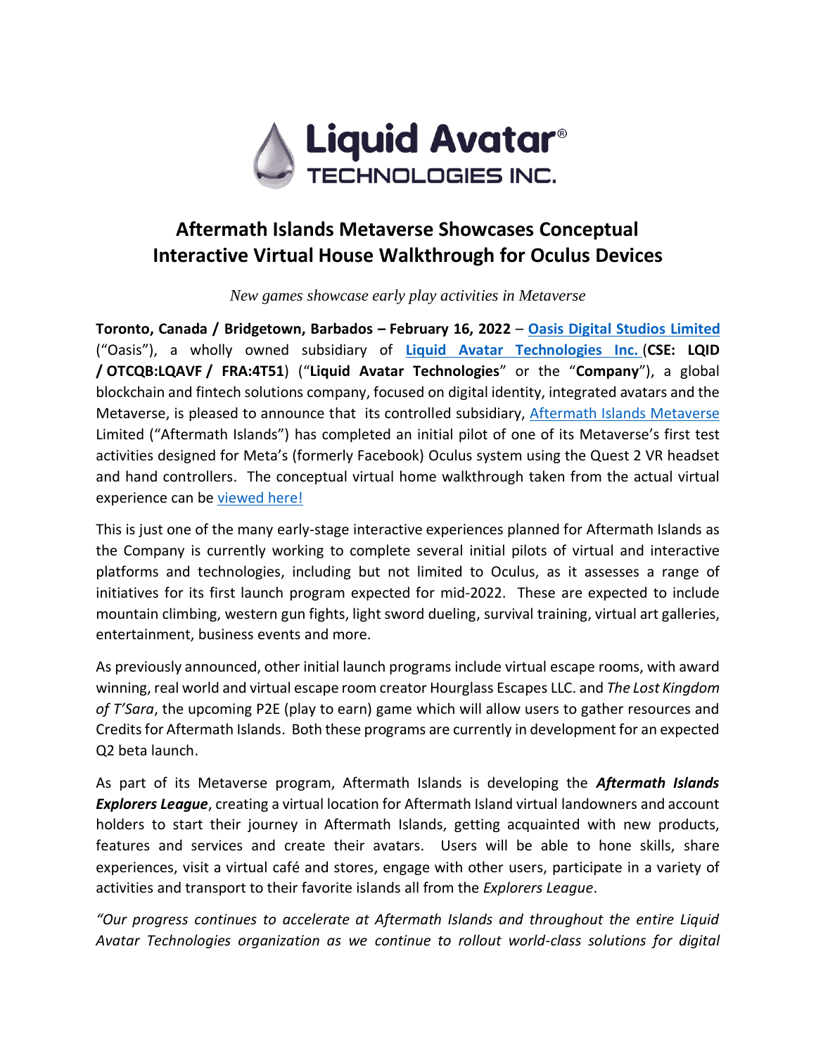Liquid Avatar® TECHNOLOGIES INC.

# Aftermath Islands Metaverse Showcases Conceptual Interactive Virtual House Walkthrough for Oculus Devices

*New games showcase early play activities in Metaverse*

**Toronto, Canada / Bridgetown, Barbados – February 16, 2022** – **Oasis Digital Studios Limited** ("Oasis"), a wholly owned subsidiary of **Liquid Avatar Technologies Inc.** (**CSE: LQID / OTCQB:LQAVF / FRA:4T51**) ("**Liquid Avatar Technologies**" or the "**Company**"), a global blockchain and fintech solutions company, focused on digital identity, integrated avatars and the Metaverse, is pleased to announce that its controlled subsidiary, Aftermath Islands Metaverse Limited ("Aftermath Islands") has completed an initial pilot of one of its Metaverse's first test activities designed for Meta's (formerly Facebook) Oculus system using the Quest 2 VR headset and hand controllers. The conceptual virtual home walkthrough taken from the actual virtual experience can be viewed here!

This is just one of the many early-stage interactive experiences planned for Aftermath Islands as the Company is currently working to complete several initial pilots of virtual and interactive platforms and technologies, including but not limited to Oculus, as it assesses a range of initiatives for its first launch program expected for mid-2022. These are expected to include mountain climbing, western gun fights, light sword dueling, survival training, virtual art galleries, entertainment, business events and more.

As previously announced, other initial launch programs include virtual escape rooms, with award winning, real world and virtual escape room creator Hourglass Escapes LLC. and *The Lost Kingdom of T'Sara*, the upcoming P2E (play to earn) game which will allow users to gather resources and Credits for Aftermath Islands. Both these programs are currently in development for an expected Q2 beta launch.

As part of its Metaverse program, Aftermath Islands is developing the ***Aftermath Islands Explorers League***, creating a virtual location for Aftermath Island virtual landowners and account holders to start their journey in Aftermath Islands, getting acquainted with new products, features and services and create their avatars. Users will be able to hone skills, share experiences, visit a virtual café and stores, engage with other users, participate in a variety of activities and transport to their favorite islands all from the *Explorers League*.

*"Our progress continues to accelerate at Aftermath Islands and throughout the entire Liquid Avatar Technologies organization as we continue to rollout world-class solutions for digital*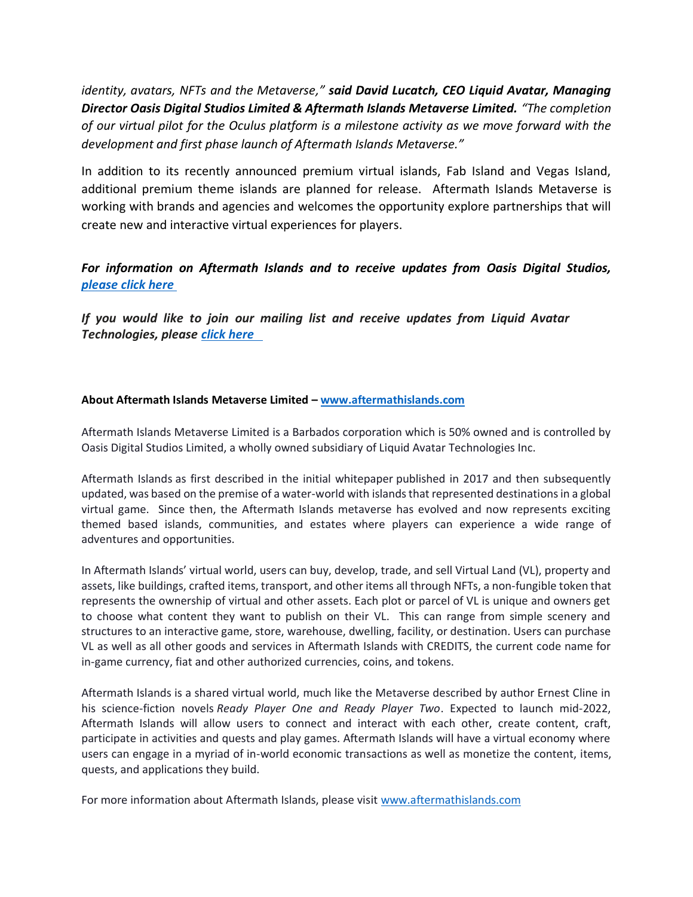*identity, avatars, NFTs and the Metaverse,"* ***said David Lucatch, CEO Liquid Avatar, Managing Director Oasis Digital Studios Limited & Aftermath Islands Metaverse Limited.*** *"The completion of our virtual pilot for the Oculus platform is a milestone activity as we move forward with the development and first phase launch of Aftermath Islands Metaverse."*

In addition to its recently announced premium virtual islands, Fab Island and Vegas Island, additional premium theme islands are planned for release. Aftermath Islands Metaverse is working with brands and agencies and welcomes the opportunity explore partnerships that will create new and interactive virtual experiences for players.

***For information on Aftermath Islands and to receive updates from Oasis Digital Studios, please click here***

***If you would like to join our mailing list and receive updates from Liquid Avatar Technologies, please click here***

**About Aftermath Islands Metaverse Limited – www.aftermathislands.com**

Aftermath Islands Metaverse Limited is a Barbados corporation which is 50% owned and is controlled by Oasis Digital Studios Limited, a wholly owned subsidiary of Liquid Avatar Technologies Inc.

Aftermath Islands as first described in the initial whitepaper published in 2017 and then subsequently updated, was based on the premise of a water-world with islands that represented destinations in a global virtual game. Since then, the Aftermath Islands metaverse has evolved and now represents exciting themed based islands, communities, and estates where players can experience a wide range of adventures and opportunities.

In Aftermath Islands' virtual world, users can buy, develop, trade, and sell Virtual Land (VL), property and assets, like buildings, crafted items, transport, and other items all through NFTs, a non-fungible token that represents the ownership of virtual and other assets. Each plot or parcel of VL is unique and owners get to choose what content they want to publish on their VL. This can range from simple scenery and structures to an interactive game, store, warehouse, dwelling, facility, or destination. Users can purchase VL as well as all other goods and services in Aftermath Islands with CREDITS, the current code name for in-game currency, fiat and other authorized currencies, coins, and tokens.

Aftermath Islands is a shared virtual world, much like the Metaverse described by author Ernest Cline in his science-fiction novels *Ready Player One and Ready Player Two*. Expected to launch mid-2022, Aftermath Islands will allow users to connect and interact with each other, create content, craft, participate in activities and quests and play games. Aftermath Islands will have a virtual economy where users can engage in a myriad of in-world economic transactions as well as monetize the content, items, quests, and applications they build.

For more information about Aftermath Islands, please visit www.aftermathislands.com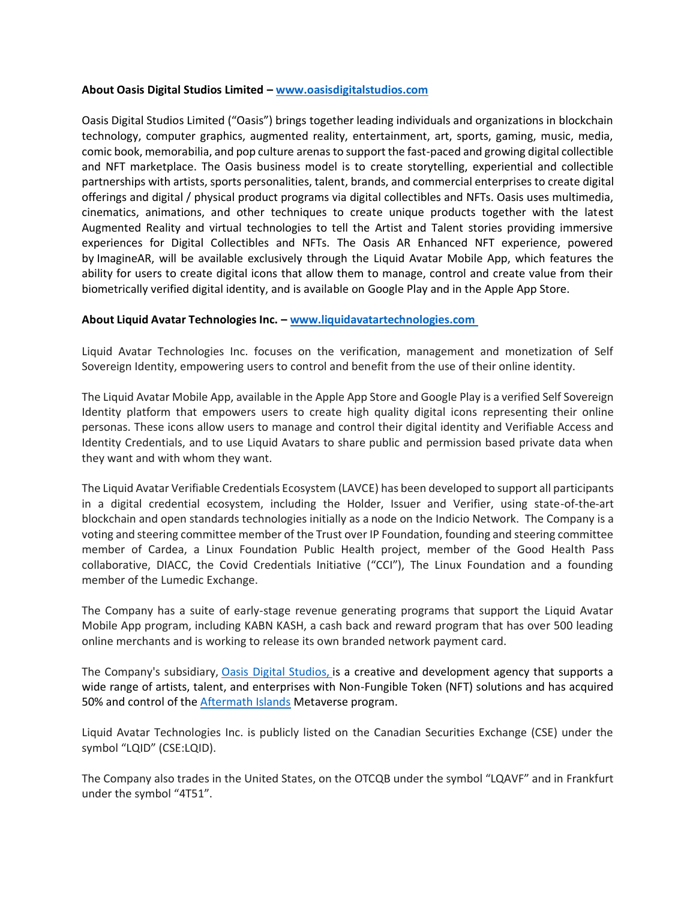**About Oasis Digital Studios Limited – [www.oasisdigitalstudios.com](www.oasisdigitalstudios.com)**

Oasis Digital Studios Limited ("Oasis") brings together leading individuals and organizations in blockchain technology, computer graphics, augmented reality, entertainment, art, sports, gaming, music, media, comic book, memorabilia, and pop culture arenas to support the fast-paced and growing digital collectible and NFT marketplace. The Oasis business model is to create storytelling, experiential and collectible partnerships with artists, sports personalities, talent, brands, and commercial enterprises to create digital offerings and digital / physical product programs via digital collectibles and NFTs. Oasis uses multimedia, cinematics, animations, and other techniques to create unique products together with the latest Augmented Reality and virtual technologies to tell the Artist and Talent stories providing immersive experiences for Digital Collectibles and NFTs. The Oasis AR Enhanced NFT experience, powered by ImagineAR, will be available exclusively through the Liquid Avatar Mobile App, which features the ability for users to create digital icons that allow them to manage, control and create value from their biometrically verified digital identity, and is available on Google Play and in the Apple App Store.

**About Liquid Avatar Technologies Inc. – [www.liquidavatartechnologies.com](www.liquidavatartechnologies.com)**

Liquid Avatar Technologies Inc. focuses on the verification, management and monetization of Self Sovereign Identity, empowering users to control and benefit from the use of their online identity.

The Liquid Avatar Mobile App, available in the Apple App Store and Google Play is a verified Self Sovereign Identity platform that empowers users to create high quality digital icons representing their online personas. These icons allow users to manage and control their digital identity and Verifiable Access and Identity Credentials, and to use Liquid Avatars to share public and permission based private data when they want and with whom they want.

The Liquid Avatar Verifiable Credentials Ecosystem (LAVCE) has been developed to support all participants in a digital credential ecosystem, including the Holder, Issuer and Verifier, using state-of-the-art blockchain and open standards technologies initially as a node on the Indicio Network. The Company is a voting and steering committee member of the Trust over IP Foundation, founding and steering committee member of Cardea, a Linux Foundation Public Health project, member of the Good Health Pass collaborative, DIACC, the Covid Credentials Initiative ("CCI"), The Linux Foundation and a founding member of the Lumedic Exchange.

The Company has a suite of early-stage revenue generating programs that support the Liquid Avatar Mobile App program, including KABN KASH, a cash back and reward program that has over 500 leading online merchants and is working to release its own branded network payment card.

The Company's subsidiary, Oasis Digital Studios, is a creative and development agency that supports a wide range of artists, talent, and enterprises with Non-Fungible Token (NFT) solutions and has acquired 50% and control of the Aftermath Islands Metaverse program.

Liquid Avatar Technologies Inc. is publicly listed on the Canadian Securities Exchange (CSE) under the symbol "LQID" (CSE:LQID).

The Company also trades in the United States, on the OTCQB under the symbol "LQAVF" and in Frankfurt under the symbol "4T51".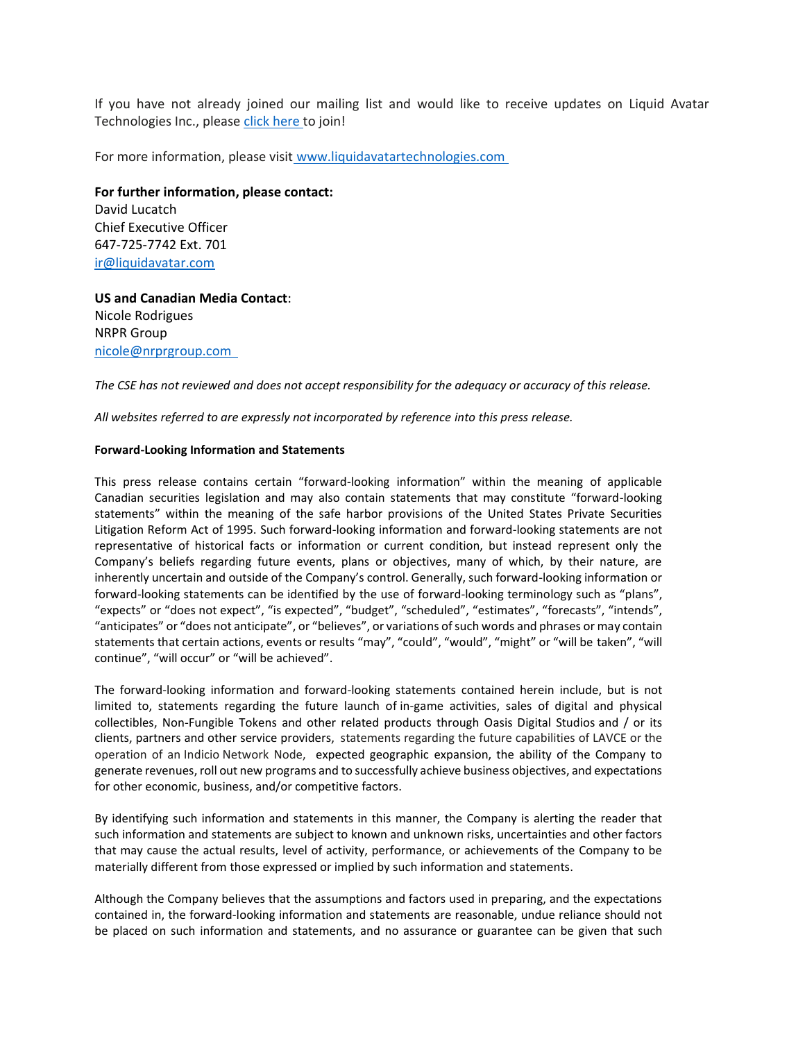If you have not already joined our mailing list and would like to receive updates on Liquid Avatar Technologies Inc., please [click here](#) to join!

For more information, please visit [www.liquidavatartechnologies.com](http://www.liquidavatartechnologies.com)

**For further information, please contact:**
David Lucatch
Chief Executive Officer
647-725-7742 Ext. 701
[ir@liquidavatar.com](mailto:ir@liquidavatar.com)

**US and Canadian Media Contact**:
Nicole Rodrigues
NRPR Group
[nicole@nrprgroup.com](mailto:nicole@nrprgroup.com)

*The CSE has not reviewed and does not accept responsibility for the adequacy or accuracy of this release.*

*All websites referred to are expressly not incorporated by reference into this press release.*

**Forward-Looking Information and Statements**

This press release contains certain "forward-looking information" within the meaning of applicable Canadian securities legislation and may also contain statements that may constitute "forward-looking statements" within the meaning of the safe harbor provisions of the United States Private Securities Litigation Reform Act of 1995. Such forward-looking information and forward-looking statements are not representative of historical facts or information or current condition, but instead represent only the Company's beliefs regarding future events, plans or objectives, many of which, by their nature, are inherently uncertain and outside of the Company's control. Generally, such forward-looking information or forward-looking statements can be identified by the use of forward-looking terminology such as "plans", "expects" or "does not expect", "is expected", "budget", "scheduled", "estimates", "forecasts", "intends", "anticipates" or "does not anticipate", or "believes", or variations of such words and phrases or may contain statements that certain actions, events or results "may", "could", "would", "might" or "will be taken", "will continue", "will occur" or "will be achieved".

The forward-looking information and forward-looking statements contained herein include, but is not limited to, statements regarding the future launch of in-game activities, sales of digital and physical collectibles, Non-Fungible Tokens and other related products through Oasis Digital Studios and / or its clients, partners and other service providers, statements regarding the future capabilities of LAVCE or the operation of an Indicio Network Node, expected geographic expansion, the ability of the Company to generate revenues, roll out new programs and to successfully achieve business objectives, and expectations for other economic, business, and/or competitive factors.

By identifying such information and statements in this manner, the Company is alerting the reader that such information and statements are subject to known and unknown risks, uncertainties and other factors that may cause the actual results, level of activity, performance, or achievements of the Company to be materially different from those expressed or implied by such information and statements.

Although the Company believes that the assumptions and factors used in preparing, and the expectations contained in, the forward-looking information and statements are reasonable, undue reliance should not be placed on such information and statements, and no assurance or guarantee can be given that such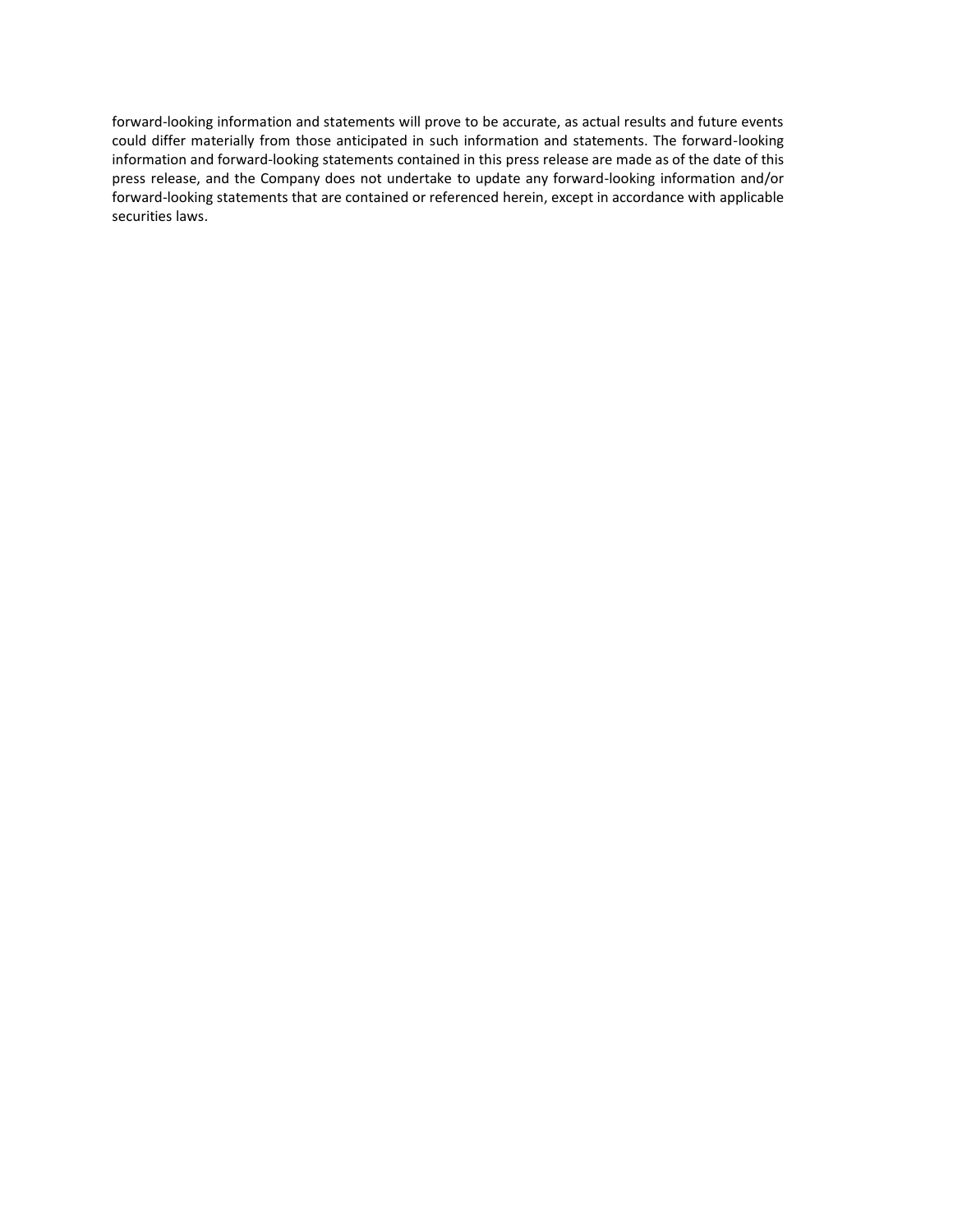forward-looking information and statements will prove to be accurate, as actual results and future events could differ materially from those anticipated in such information and statements. The forward-looking information and forward-looking statements contained in this press release are made as of the date of this press release, and the Company does not undertake to update any forward-looking information and/or forward-looking statements that are contained or referenced herein, except in accordance with applicable securities laws.